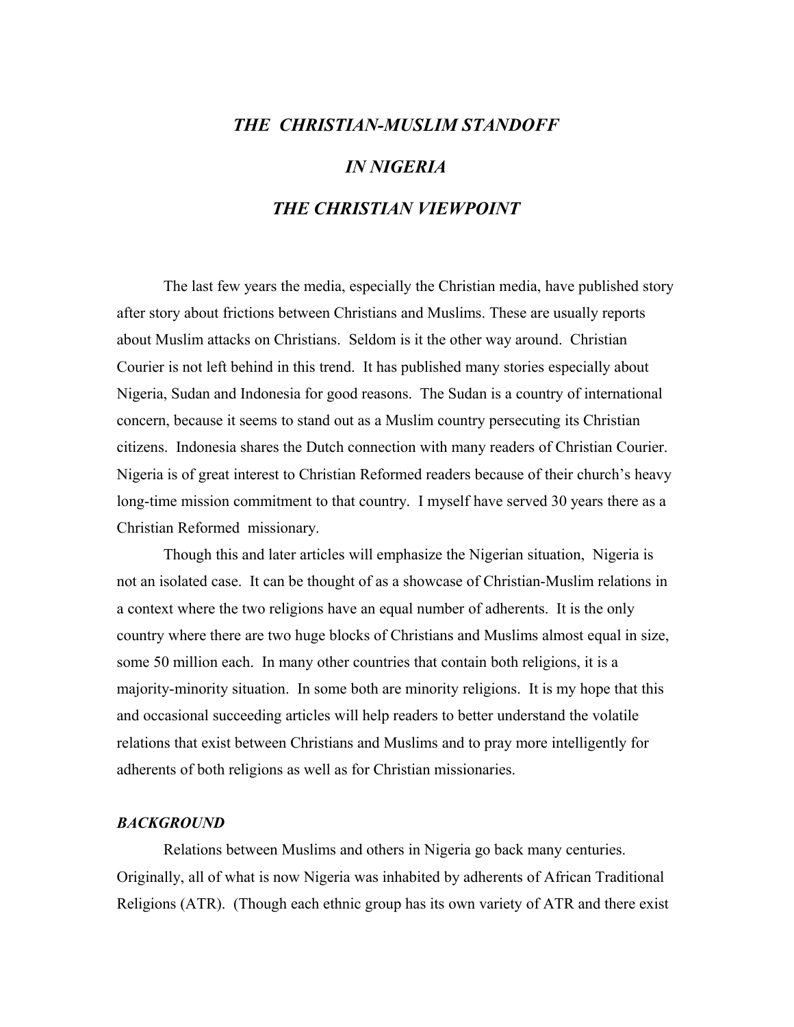# *THE CHRISTIAN-MUSLIM STANDOFF*

# *IN NIGERIA*

# *THE CHRISTIAN VIEWPOINT*

The last few years the media, especially the Christian media, have published story after story about frictions between Christians and Muslims. These are usually reports about Muslim attacks on Christians. Seldom is it the other way around. Christian Courier is not left behind in this trend. It has published many stories especially about Nigeria, Sudan and Indonesia for good reasons. The Sudan is a country of international concern, because it seems to stand out as a Muslim country persecuting its Christian citizens. Indonesia shares the Dutch connection with many readers of Christian Courier. Nigeria is of great interest to Christian Reformed readers because of their church's heavy long-time mission commitment to that country. I myself have served 30 years there as a Christian Reformed missionary.

Though this and later articles will emphasize the Nigerian situation, Nigeria is not an isolated case. It can be thought of as a showcase of Christian-Muslim relations in a context where the two religions have an equal number of adherents. It is the only country where there are two huge blocks of Christians and Muslims almost equal in size, some 50 million each. In many other countries that contain both religions, it is a majority-minority situation. In some both are minority religions. It is my hope that this and occasional succeeding articles will help readers to better understand the volatile relations that exist between Christians and Muslims and to pray more intelligently for adherents of both religions as well as for Christian missionaries.

### *BACKGROUND*

Relations between Muslims and others in Nigeria go back many centuries. Originally, all of what is now Nigeria was inhabited by adherents of African Traditional Religions (ATR). (Though each ethnic group has its own variety of ATR and there exist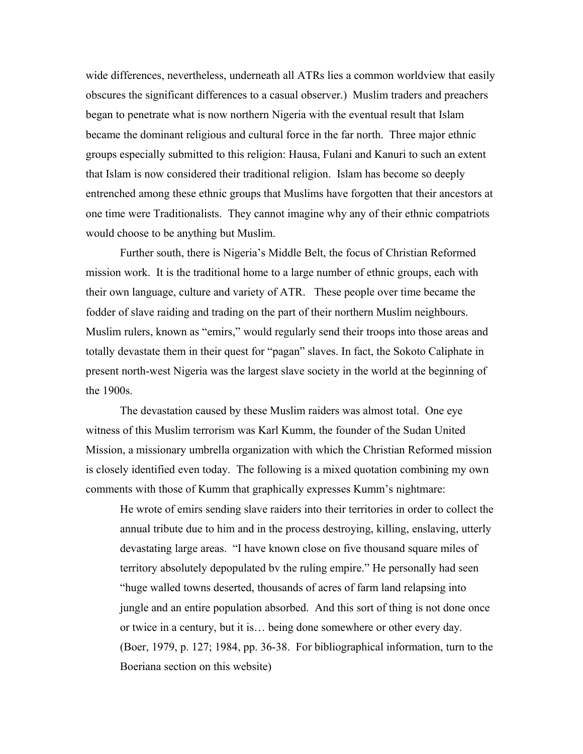wide differences, nevertheless, underneath all ATRs lies a common worldview that easily obscures the significant differences to a casual observer.) Muslim traders and preachers began to penetrate what is now northern Nigeria with the eventual result that Islam became the dominant religious and cultural force in the far north. Three major ethnic groups especially submitted to this religion: Hausa, Fulani and Kanuri to such an extent that Islam is now considered their traditional religion. Islam has become so deeply entrenched among these ethnic groups that Muslims have forgotten that their ancestors at one time were Traditionalists. They cannot imagine why any of their ethnic compatriots would choose to be anything but Muslim.

Further south, there is Nigeria's Middle Belt, the focus of Christian Reformed mission work. It is the traditional home to a large number of ethnic groups, each with their own language, culture and variety of ATR. These people over time became the fodder of slave raiding and trading on the part of their northern Muslim neighbours. Muslim rulers, known as "emirs," would regularly send their troops into those areas and totally devastate them in their quest for "pagan" slaves. In fact, the Sokoto Caliphate in present north-west Nigeria was the largest slave society in the world at the beginning of the 1900s.

The devastation caused by these Muslim raiders was almost total. One eye witness of this Muslim terrorism was Karl Kumm, the founder of the Sudan United Mission, a missionary umbrella organization with which the Christian Reformed mission is closely identified even today. The following is a mixed quotation combining my own comments with those of Kumm that graphically expresses Kumm's nightmare:

> He wrote of emirs sending slave raiders into their territories in order to collect the annual tribute due to him and in the process destroying, killing, enslaving, utterly devastating large areas. "I have known close on five thousand square miles of territory absolutely depopulated bv the ruling empire." He personally had seen "huge walled towns deserted, thousands of acres of farm land relapsing into jungle and an entire population absorbed. And this sort of thing is not done once or twice in a century, but it is… being done somewhere or other every day. (Boer, 1979, p. 127; 1984, pp. 36-38. For bibliographical information, turn to the Boeriana section on this website)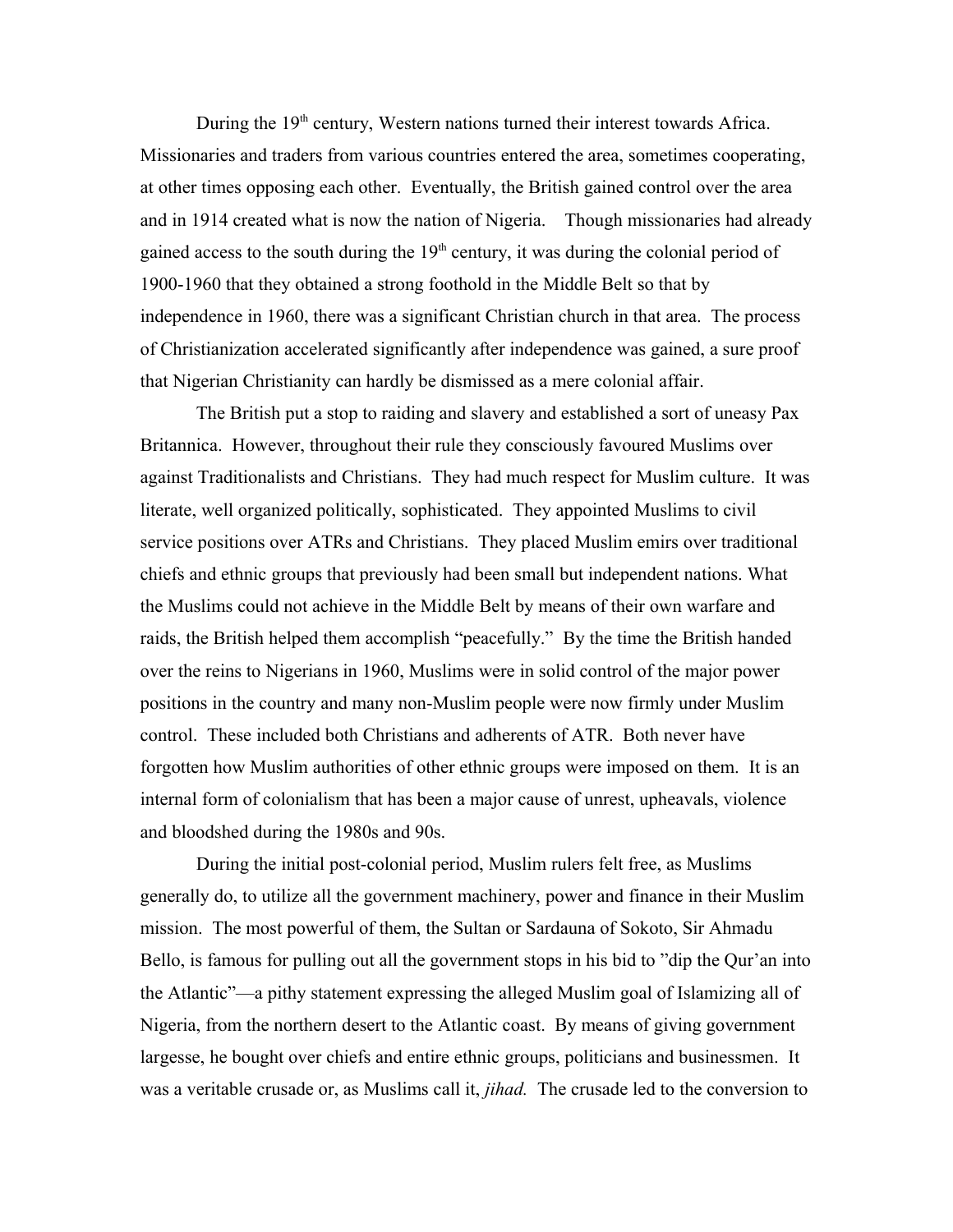During the 19th century, Western nations turned their interest towards Africa. Missionaries and traders from various countries entered the area, sometimes cooperating, at other times opposing each other. Eventually, the British gained control over the area and in 1914 created what is now the nation of Nigeria. Though missionaries had already gained access to the south during the 19th century, it was during the colonial period of 1900-1960 that they obtained a strong foothold in the Middle Belt so that by independence in 1960, there was a significant Christian church in that area. The process of Christianization accelerated significantly after independence was gained, a sure proof that Nigerian Christianity can hardly be dismissed as a mere colonial affair.

The British put a stop to raiding and slavery and established a sort of uneasy Pax Britannica. However, throughout their rule they consciously favoured Muslims over against Traditionalists and Christians. They had much respect for Muslim culture. It was literate, well organized politically, sophisticated. They appointed Muslims to civil service positions over ATRs and Christians. They placed Muslim emirs over traditional chiefs and ethnic groups that previously had been small but independent nations. What the Muslims could not achieve in the Middle Belt by means of their own warfare and raids, the British helped them accomplish "peacefully." By the time the British handed over the reins to Nigerians in 1960, Muslims were in solid control of the major power positions in the country and many non-Muslim people were now firmly under Muslim control. These included both Christians and adherents of ATR. Both never have forgotten how Muslim authorities of other ethnic groups were imposed on them. It is an internal form of colonialism that has been a major cause of unrest, upheavals, violence and bloodshed during the 1980s and 90s.

During the initial post-colonial period, Muslim rulers felt free, as Muslims generally do, to utilize all the government machinery, power and finance in their Muslim mission. The most powerful of them, the Sultan or Sardauna of Sokoto, Sir Ahmadu Bello, is famous for pulling out all the government stops in his bid to "dip the Qur'an into the Atlantic"—a pithy statement expressing the alleged Muslim goal of Islamizing all of Nigeria, from the northern desert to the Atlantic coast. By means of giving government largesse, he bought over chiefs and entire ethnic groups, politicians and businessmen. It was a veritable crusade or, as Muslims call it, *jihad.* The crusade led to the conversion to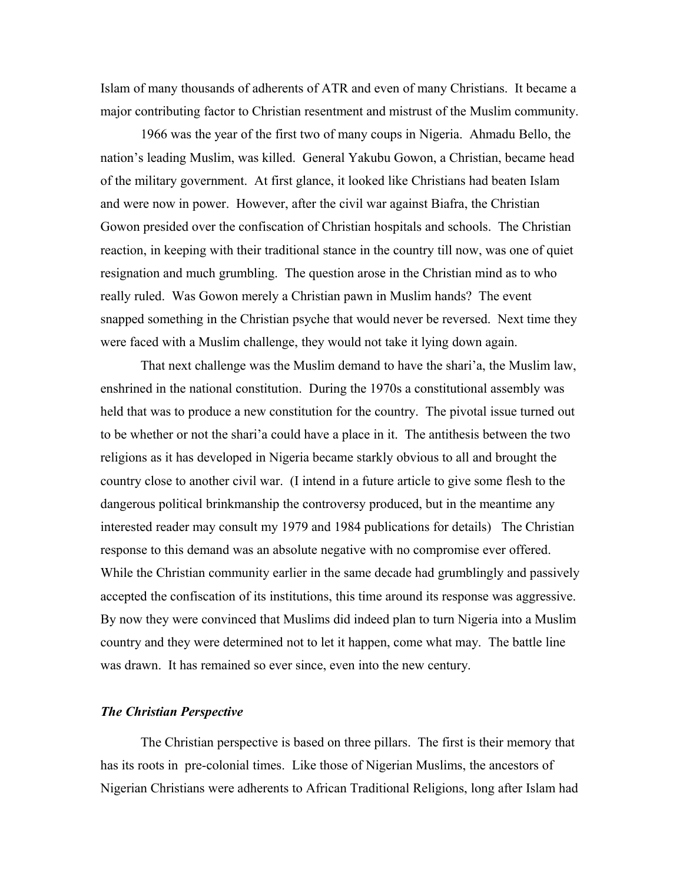Islam of many thousands of adherents of ATR and even of many Christians. It became a major contributing factor to Christian resentment and mistrust of the Muslim community.

1966 was the year of the first two of many coups in Nigeria. Ahmadu Bello, the nation's leading Muslim, was killed. General Yakubu Gowon, a Christian, became head of the military government. At first glance, it looked like Christians had beaten Islam and were now in power. However, after the civil war against Biafra, the Christian Gowon presided over the confiscation of Christian hospitals and schools. The Christian reaction, in keeping with their traditional stance in the country till now, was one of quiet resignation and much grumbling. The question arose in the Christian mind as to who really ruled. Was Gowon merely a Christian pawn in Muslim hands? The event snapped something in the Christian psyche that would never be reversed. Next time they were faced with a Muslim challenge, they would not take it lying down again.

That next challenge was the Muslim demand to have the shari'a, the Muslim law, enshrined in the national constitution. During the 1970s a constitutional assembly was held that was to produce a new constitution for the country. The pivotal issue turned out to be whether or not the shari'a could have a place in it. The antithesis between the two religions as it has developed in Nigeria became starkly obvious to all and brought the country close to another civil war. (I intend in a future article to give some flesh to the dangerous political brinkmanship the controversy produced, but in the meantime any interested reader may consult my 1979 and 1984 publications for details) The Christian response to this demand was an absolute negative with no compromise ever offered. While the Christian community earlier in the same decade had grumblingly and passively accepted the confiscation of its institutions, this time around its response was aggressive. By now they were convinced that Muslims did indeed plan to turn Nigeria into a Muslim country and they were determined not to let it happen, come what may. The battle line was drawn. It has remained so ever since, even into the new century.

### *The Christian Perspective*

The Christian perspective is based on three pillars. The first is their memory that has its roots in pre-colonial times. Like those of Nigerian Muslims, the ancestors of Nigerian Christians were adherents to African Traditional Religions, long after Islam had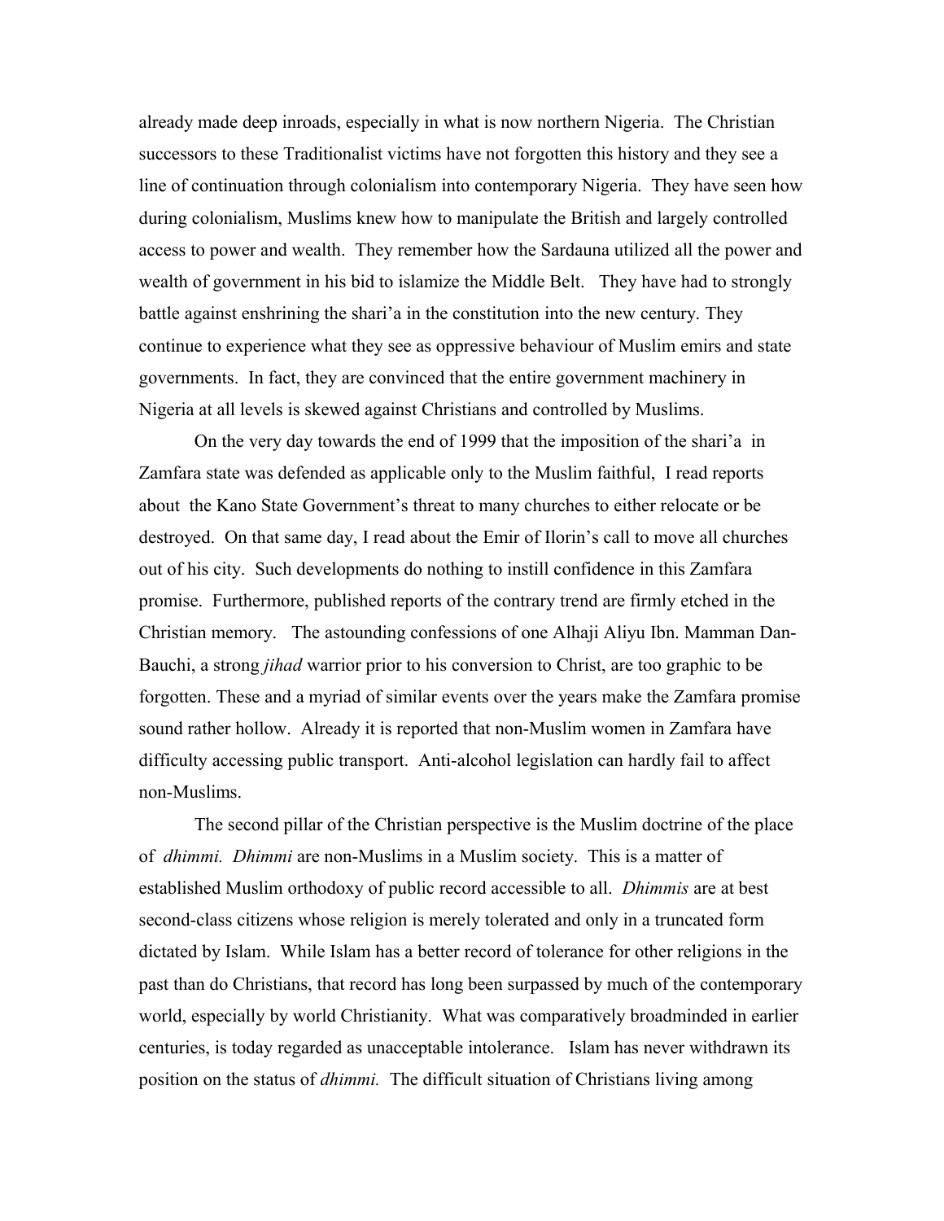already made deep inroads, especially in what is now northern Nigeria. The Christian successors to these Traditionalist victims have not forgotten this history and they see a line of continuation through colonialism into contemporary Nigeria. They have seen how during colonialism, Muslims knew how to manipulate the British and largely controlled access to power and wealth. They remember how the Sardauna utilized all the power and wealth of government in his bid to islamize the Middle Belt. They have had to strongly battle against enshrining the shari'a in the constitution into the new century. They continue to experience what they see as oppressive behaviour of Muslim emirs and state governments. In fact, they are convinced that the entire government machinery in Nigeria at all levels is skewed against Christians and controlled by Muslims.

On the very day towards the end of 1999 that the imposition of the shari'a in Zamfara state was defended as applicable only to the Muslim faithful, I read reports about the Kano State Government's threat to many churches to either relocate or be destroyed. On that same day, I read about the Emir of Ilorin's call to move all churches out of his city. Such developments do nothing to instill confidence in this Zamfara promise. Furthermore, published reports of the contrary trend are firmly etched in the Christian memory. The astounding confessions of one Alhaji Aliyu Ibn. Mamman Dan-Bauchi, a strong *jihad* warrior prior to his conversion to Christ, are too graphic to be forgotten. These and a myriad of similar events over the years make the Zamfara promise sound rather hollow. Already it is reported that non-Muslim women in Zamfara have difficulty accessing public transport. Anti-alcohol legislation can hardly fail to affect non-Muslims.

The second pillar of the Christian perspective is the Muslim doctrine of the place of *dhimmi. Dhimmi* are non-Muslims in a Muslim society. This is a matter of established Muslim orthodoxy of public record accessible to all. *Dhimmis* are at best second-class citizens whose religion is merely tolerated and only in a truncated form dictated by Islam. While Islam has a better record of tolerance for other religions in the past than do Christians, that record has long been surpassed by much of the contemporary world, especially by world Christianity. What was comparatively broadminded in earlier centuries, is today regarded as unacceptable intolerance. Islam has never withdrawn its position on the status of *dhimmi.* The difficult situation of Christians living among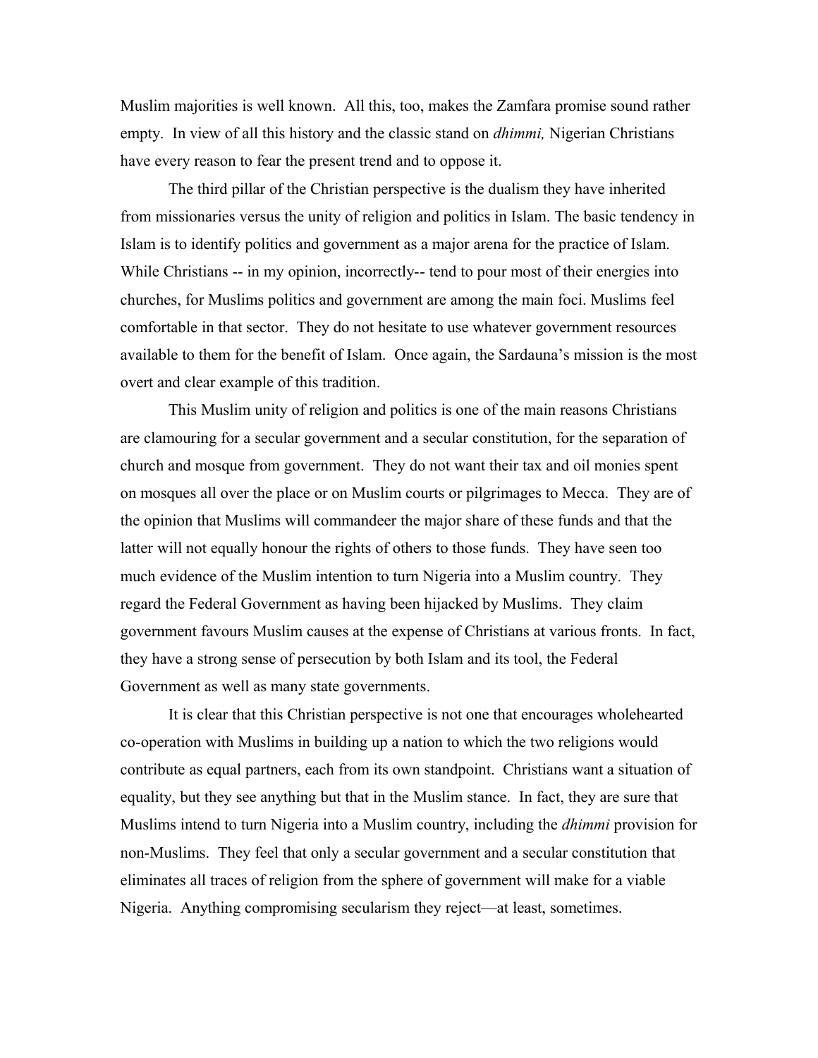Muslim majorities is well known. All this, too, makes the Zamfara promise sound rather empty. In view of all this history and the classic stand on *dhimmi,* Nigerian Christians have every reason to fear the present trend and to oppose it.

The third pillar of the Christian perspective is the dualism they have inherited from missionaries versus the unity of religion and politics in Islam. The basic tendency in Islam is to identify politics and government as a major arena for the practice of Islam. While Christians -- in my opinion, incorrectly-- tend to pour most of their energies into churches, for Muslims politics and government are among the main foci. Muslims feel comfortable in that sector. They do not hesitate to use whatever government resources available to them for the benefit of Islam. Once again, the Sardauna's mission is the most overt and clear example of this tradition.

This Muslim unity of religion and politics is one of the main reasons Christians are clamouring for a secular government and a secular constitution, for the separation of church and mosque from government. They do not want their tax and oil monies spent on mosques all over the place or on Muslim courts or pilgrimages to Mecca. They are of the opinion that Muslims will commandeer the major share of these funds and that the latter will not equally honour the rights of others to those funds. They have seen too much evidence of the Muslim intention to turn Nigeria into a Muslim country. They regard the Federal Government as having been hijacked by Muslims. They claim government favours Muslim causes at the expense of Christians at various fronts. In fact, they have a strong sense of persecution by both Islam and its tool, the Federal Government as well as many state governments.

It is clear that this Christian perspective is not one that encourages wholehearted co-operation with Muslims in building up a nation to which the two religions would contribute as equal partners, each from its own standpoint. Christians want a situation of equality, but they see anything but that in the Muslim stance. In fact, they are sure that Muslims intend to turn Nigeria into a Muslim country, including the *dhimmi* provision for non-Muslims. They feel that only a secular government and a secular constitution that eliminates all traces of religion from the sphere of government will make for a viable Nigeria. Anything compromising secularism they reject—at least, sometimes.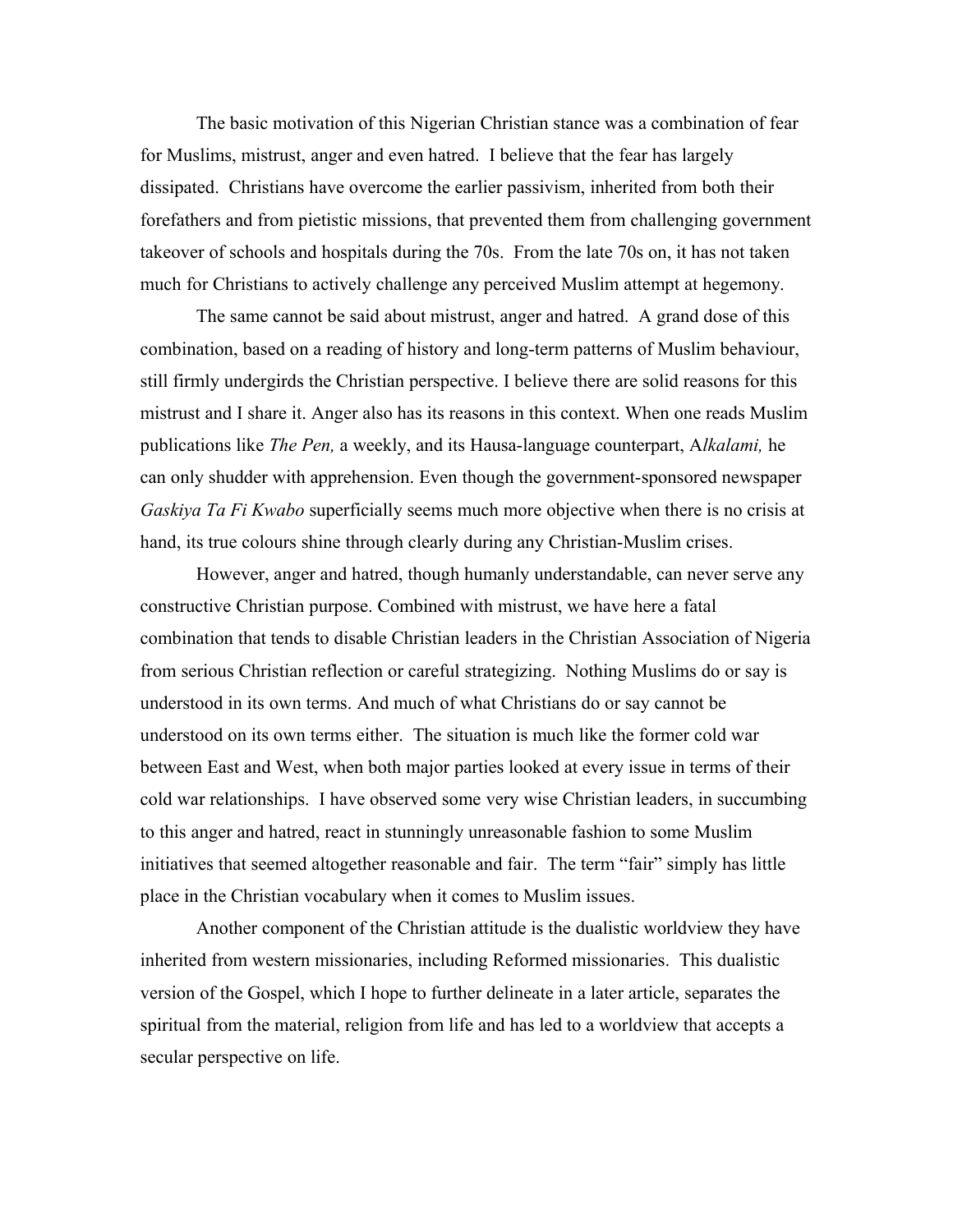The basic motivation of this Nigerian Christian stance was a combination of fear for Muslims, mistrust, anger and even hatred. I believe that the fear has largely dissipated. Christians have overcome the earlier passivism, inherited from both their forefathers and from pietistic missions, that prevented them from challenging government takeover of schools and hospitals during the 70s. From the late 70s on, it has not taken much for Christians to actively challenge any perceived Muslim attempt at hegemony.

The same cannot be said about mistrust, anger and hatred. A grand dose of this combination, based on a reading of history and long-term patterns of Muslim behaviour, still firmly undergirds the Christian perspective. I believe there are solid reasons for this mistrust and I share it. Anger also has its reasons in this context. When one reads Muslim publications like *The Pen,* a weekly, and its Hausa-language counterpart, A*lkalami,* he can only shudder with apprehension. Even though the government-sponsored newspaper *Gaskiya Ta Fi Kwabo* superficially seems much more objective when there is no crisis at hand, its true colours shine through clearly during any Christian-Muslim crises.

However, anger and hatred, though humanly understandable, can never serve any constructive Christian purpose. Combined with mistrust, we have here a fatal combination that tends to disable Christian leaders in the Christian Association of Nigeria from serious Christian reflection or careful strategizing. Nothing Muslims do or say is understood in its own terms. And much of what Christians do or say cannot be understood on its own terms either. The situation is much like the former cold war between East and West, when both major parties looked at every issue in terms of their cold war relationships. I have observed some very wise Christian leaders, in succumbing to this anger and hatred, react in stunningly unreasonable fashion to some Muslim initiatives that seemed altogether reasonable and fair. The term "fair" simply has little place in the Christian vocabulary when it comes to Muslim issues.

Another component of the Christian attitude is the dualistic worldview they have inherited from western missionaries, including Reformed missionaries. This dualistic version of the Gospel, which I hope to further delineate in a later article, separates the spiritual from the material, religion from life and has led to a worldview that accepts a secular perspective on life.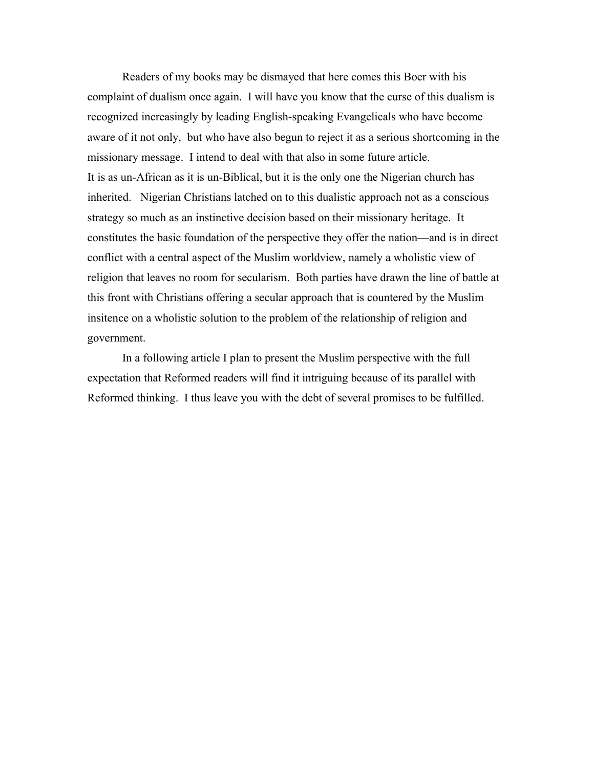Readers of my books may be dismayed that here comes this Boer with his complaint of dualism once again. I will have you know that the curse of this dualism is recognized increasingly by leading English-speaking Evangelicals who have become aware of it not only, but who have also begun to reject it as a serious shortcoming in the missionary message. I intend to deal with that also in some future article.

It is as un-African as it is un-Biblical, but it is the only one the Nigerian church has inherited. Nigerian Christians latched on to this dualistic approach not as a conscious strategy so much as an instinctive decision based on their missionary heritage. It constitutes the basic foundation of the perspective they offer the nation—and is in direct conflict with a central aspect of the Muslim worldview, namely a wholistic view of religion that leaves no room for secularism. Both parties have drawn the line of battle at this front with Christians offering a secular approach that is countered by the Muslim insitence on a wholistic solution to the problem of the relationship of religion and government.

In a following article I plan to present the Muslim perspective with the full expectation that Reformed readers will find it intriguing because of its parallel with Reformed thinking. I thus leave you with the debt of several promises to be fulfilled.